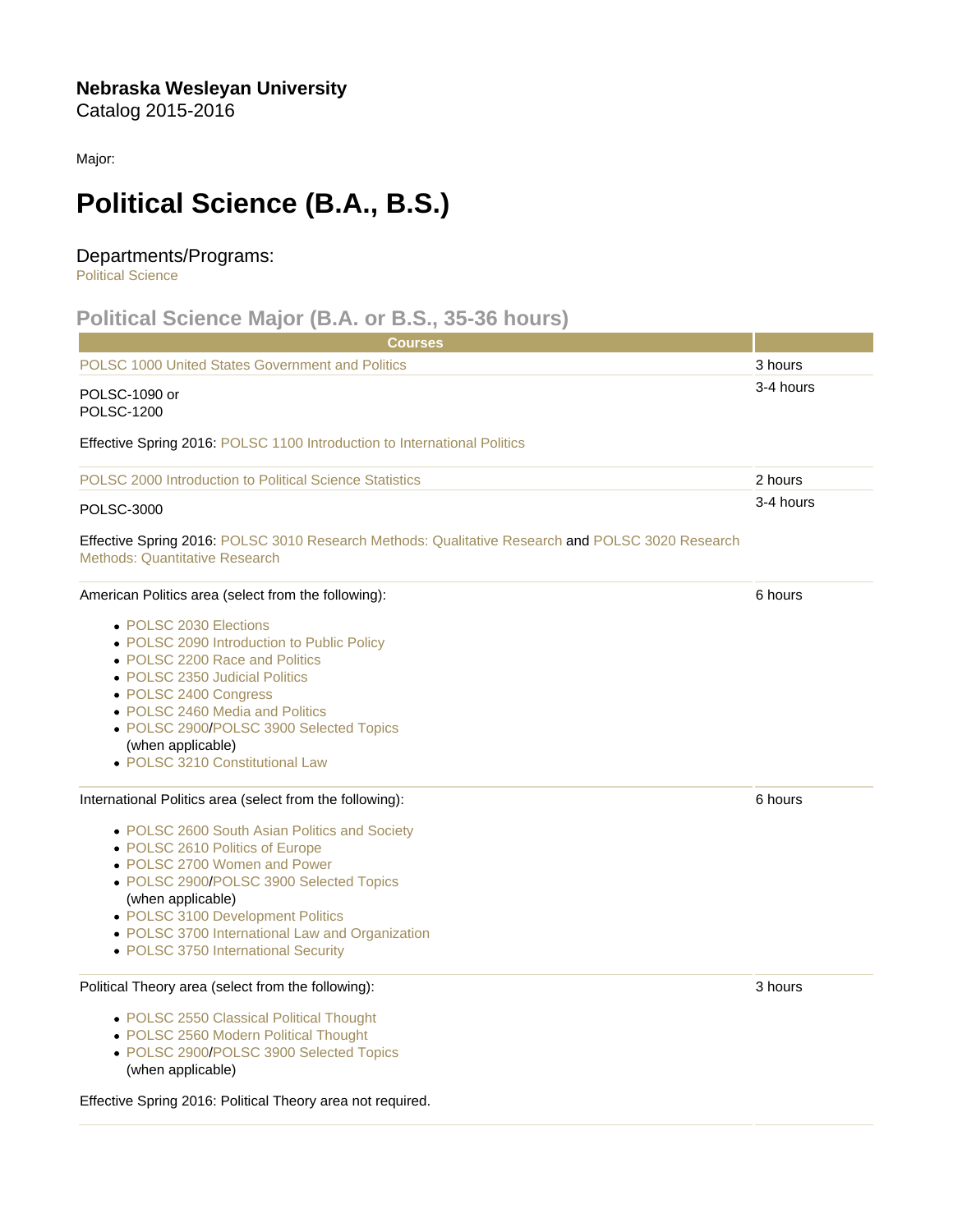**Nebraska Wesleyan University**
Catalog 2015-2016

Major:

# Political Science (B.A., B.S.)

## Departments/Programs:

Political Science

## Political Science Major (B.A. or B.S., 35-36 hours)

| Courses | |
|---|---|
| POLSC 1000 United States Government and Politics | 3 hours |
| POLSC-1090 or<br>POLSC-1200<br><br>Effective Spring 2016: POLSC 1100 Introduction to International Politics | 3-4 hours |
| POLSC 2000 Introduction to Political Science Statistics | 2 hours |
| POLSC-3000<br><br>Effective Spring 2016: POLSC 3010 Research Methods: Qualitative Research and POLSC 3020 Research Methods: Quantitative Research | 3-4 hours |
| American Politics area (select from the following):<br><br>• POLSC 2030 Elections<br>• POLSC 2090 Introduction to Public Policy<br>• POLSC 2200 Race and Politics<br>• POLSC 2350 Judicial Politics<br>• POLSC 2400 Congress<br>• POLSC 2460 Media and Politics<br>• POLSC 2900/POLSC 3900 Selected Topics (when applicable)<br>• POLSC 3210 Constitutional Law | 6 hours |
| International Politics area (select from the following):<br><br>• POLSC 2600 South Asian Politics and Society<br>• POLSC 2610 Politics of Europe<br>• POLSC 2700 Women and Power<br>• POLSC 2900/POLSC 3900 Selected Topics (when applicable)<br>• POLSC 3100 Development Politics<br>• POLSC 3700 International Law and Organization<br>• POLSC 3750 International Security | 6 hours |
| Political Theory area (select from the following):<br><br>• POLSC 2550 Classical Political Thought<br>• POLSC 2560 Modern Political Thought<br>• POLSC 2900/POLSC 3900 Selected Topics (when applicable)<br><br>Effective Spring 2016: Political Theory area not required. | 3 hours |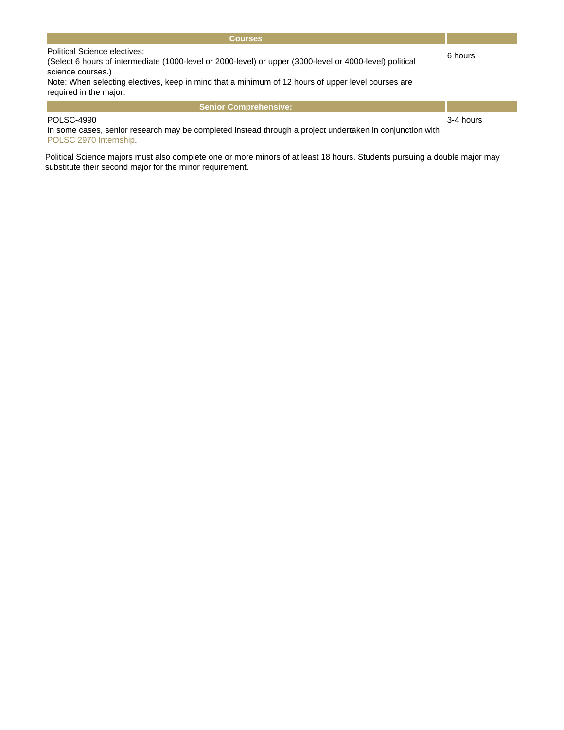| Courses | |
| --- | --- |
| Political Science electives:<br>(Select 6 hours of intermediate (1000-level or 2000-level) or upper (3000-level or 4000-level) political science courses.)<br>Note: When selecting electives, keep in mind that a minimum of 12 hours of upper level courses are required in the major. | 6 hours |
| **Senior Comprehensive:** | |
| POLSC-4990<br>In some cases, senior research may be completed instead through a project undertaken in conjunction with POLSC 2970 Internship. | 3-4 hours |

Political Science majors must also complete one or more minors of at least 18 hours. Students pursuing a double major may substitute their second major for the minor requirement.